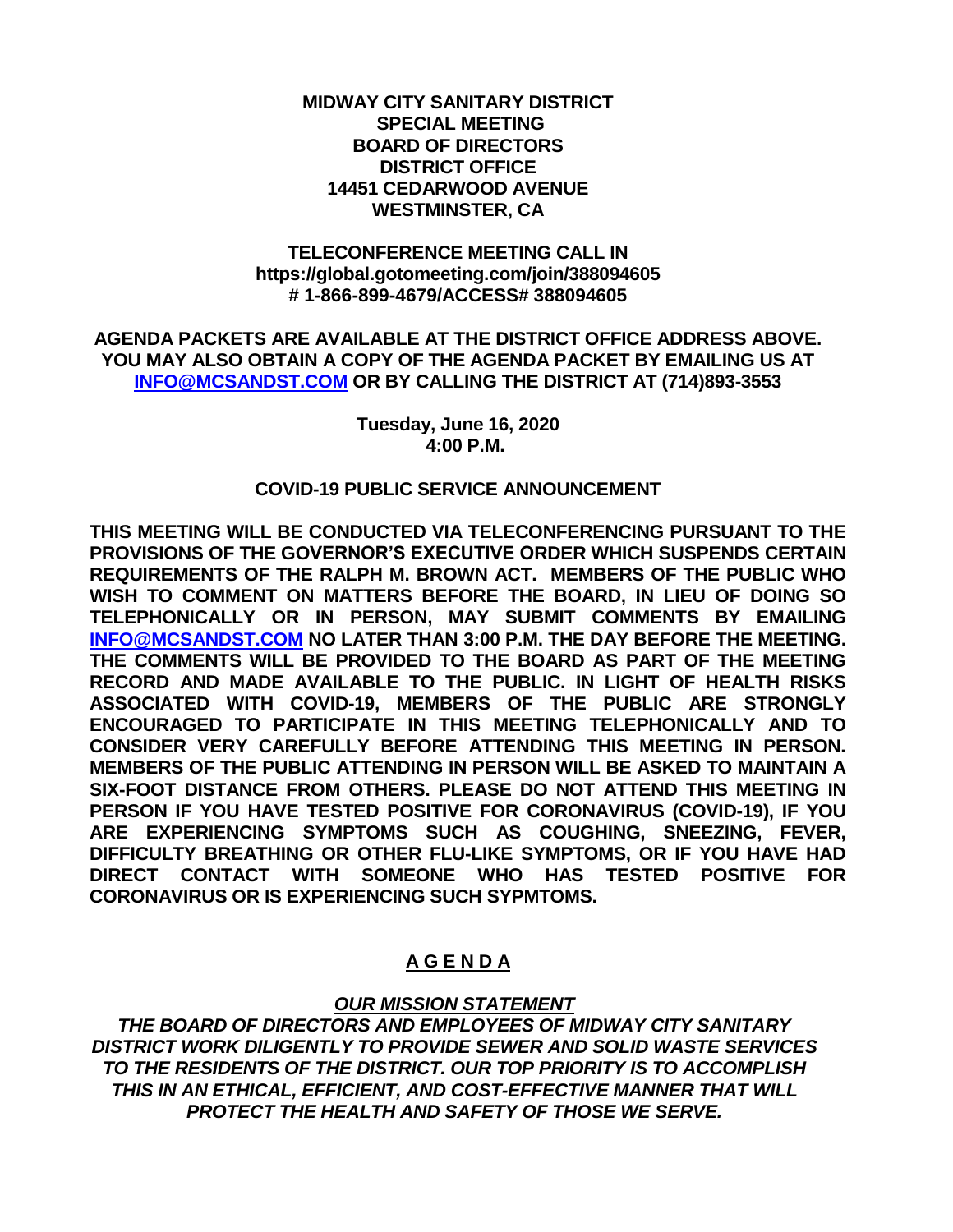**MIDWAY CITY SANITARY DISTRICT**
**SPECIAL MEETING**
**BOARD OF DIRECTORS**
**DISTRICT OFFICE**
**14451 CEDARWOOD AVENUE**
**WESTMINSTER, CA**

**TELECONFERENCE MEETING CALL IN**
**https://global.gotomeeting.com/join/388094605**
**# 1-866-899-4679/ACCESS# 388094605**

**AGENDA PACKETS ARE AVAILABLE AT THE DISTRICT OFFICE ADDRESS ABOVE. YOU MAY ALSO OBTAIN A COPY OF THE AGENDA PACKET BY EMAILING US AT [INFO@MCSANDST.COM](mailto:INFO@MCSANDST.COM) OR BY CALLING THE DISTRICT AT (714)893-3553**

**Tuesday, June 16, 2020**
**4:00 P.M.**

**COVID-19 PUBLIC SERVICE ANNOUNCEMENT**

**THIS MEETING WILL BE CONDUCTED VIA TELECONFERENCING PURSUANT TO THE PROVISIONS OF THE GOVERNOR'S EXECUTIVE ORDER WHICH SUSPENDS CERTAIN REQUIREMENTS OF THE RALPH M. BROWN ACT. MEMBERS OF THE PUBLIC WHO WISH TO COMMENT ON MATTERS BEFORE THE BOARD, IN LIEU OF DOING SO TELEPHONICALLY OR IN PERSON, MAY SUBMIT COMMENTS BY EMAILING [INFO@MCSANDST.COM](mailto:INFO@MCSANDST.COM) NO LATER THAN 3:00 P.M. THE DAY BEFORE THE MEETING. THE COMMENTS WILL BE PROVIDED TO THE BOARD AS PART OF THE MEETING RECORD AND MADE AVAILABLE TO THE PUBLIC. IN LIGHT OF HEALTH RISKS ASSOCIATED WITH COVID-19, MEMBERS OF THE PUBLIC ARE STRONGLY ENCOURAGED TO PARTICIPATE IN THIS MEETING TELEPHONICALLY AND TO CONSIDER VERY CAREFULLY BEFORE ATTENDING THIS MEETING IN PERSON. MEMBERS OF THE PUBLIC ATTENDING IN PERSON WILL BE ASKED TO MAINTAIN A SIX-FOOT DISTANCE FROM OTHERS. PLEASE DO NOT ATTEND THIS MEETING IN PERSON IF YOU HAVE TESTED POSITIVE FOR CORONAVIRUS (COVID-19), IF YOU ARE EXPERIENCING SYMPTOMS SUCH AS COUGHING, SNEEZING, FEVER, DIFFICULTY BREATHING OR OTHER FLU-LIKE SYMPTOMS, OR IF YOU HAVE HAD DIRECT CONTACT WITH SOMEONE WHO HAS TESTED POSITIVE FOR CORONAVIRUS OR IS EXPERIENCING SUCH SYPMTOMS.**

# A G E N D A

***OUR MISSION STATEMENT***

***THE BOARD OF DIRECTORS AND EMPLOYEES OF MIDWAY CITY SANITARY DISTRICT WORK DILIGENTLY TO PROVIDE SEWER AND SOLID WASTE SERVICES TO THE RESIDENTS OF THE DISTRICT. OUR TOP PRIORITY IS TO ACCOMPLISH THIS IN AN ETHICAL, EFFICIENT, AND COST-EFFECTIVE MANNER THAT WILL PROTECT THE HEALTH AND SAFETY OF THOSE WE SERVE.***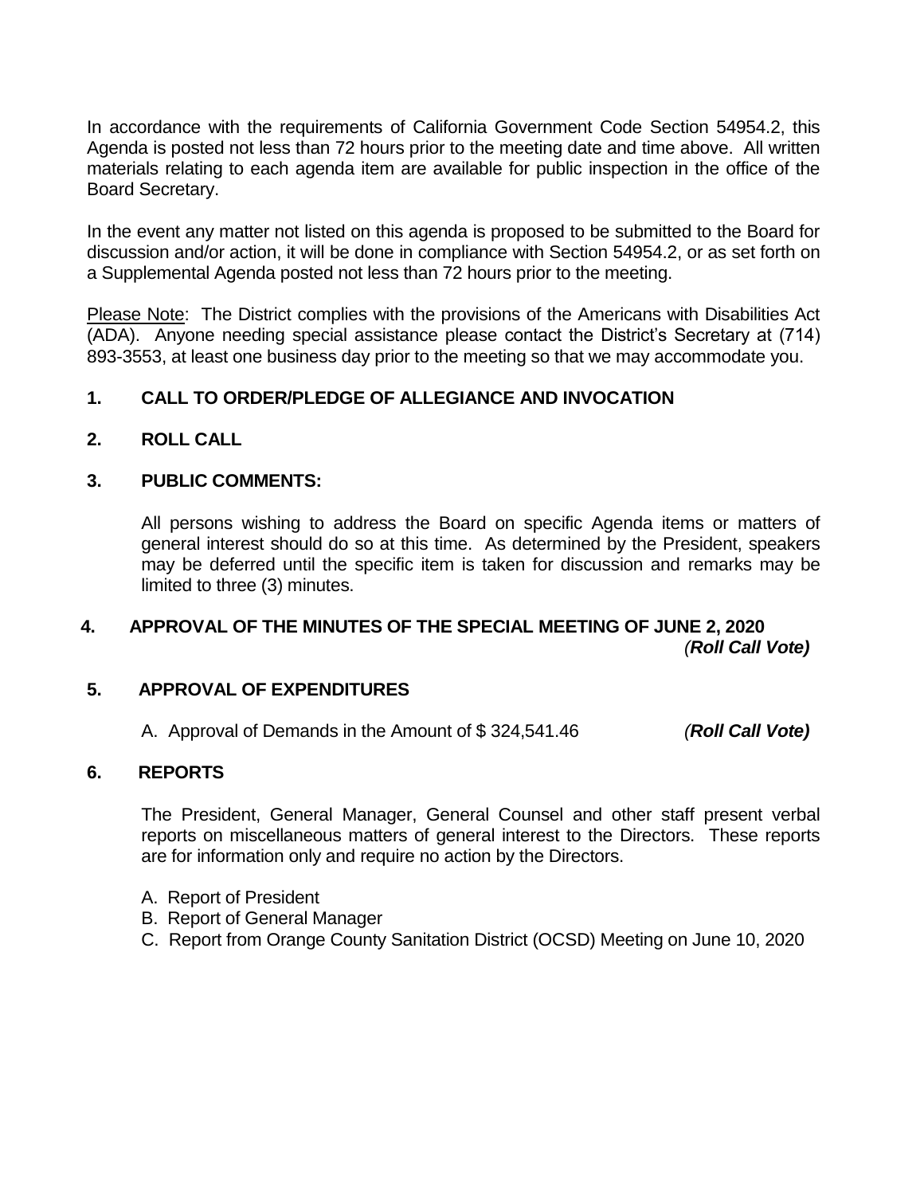In accordance with the requirements of California Government Code Section 54954.2, this Agenda is posted not less than 72 hours prior to the meeting date and time above. All written materials relating to each agenda item are available for public inspection in the office of the Board Secretary.

In the event any matter not listed on this agenda is proposed to be submitted to the Board for discussion and/or action, it will be done in compliance with Section 54954.2, or as set forth on a Supplemental Agenda posted not less than 72 hours prior to the meeting.

Please Note: The District complies with the provisions of the Americans with Disabilities Act (ADA). Anyone needing special assistance please contact the District's Secretary at (714) 893-3553, at least one business day prior to the meeting so that we may accommodate you.

**1. CALL TO ORDER/PLEDGE OF ALLEGIANCE AND INVOCATION**

**2. ROLL CALL**

**3. PUBLIC COMMENTS:**

All persons wishing to address the Board on specific Agenda items or matters of general interest should do so at this time. As determined by the President, speakers may be deferred until the specific item is taken for discussion and remarks may be limited to three (3) minutes.

**4. APPROVAL OF THE MINUTES OF THE SPECIAL MEETING OF JUNE 2, 2020** *(**Roll Call Vote)***

**5. APPROVAL OF EXPENDITURES**

A. Approval of Demands in the Amount of $ 324,541.46 *(**Roll Call Vote)***

**6. REPORTS**

The President, General Manager, General Counsel and other staff present verbal reports on miscellaneous matters of general interest to the Directors. These reports are for information only and require no action by the Directors.

A. Report of President
B. Report of General Manager
C. Report from Orange County Sanitation District (OCSD) Meeting on June 10, 2020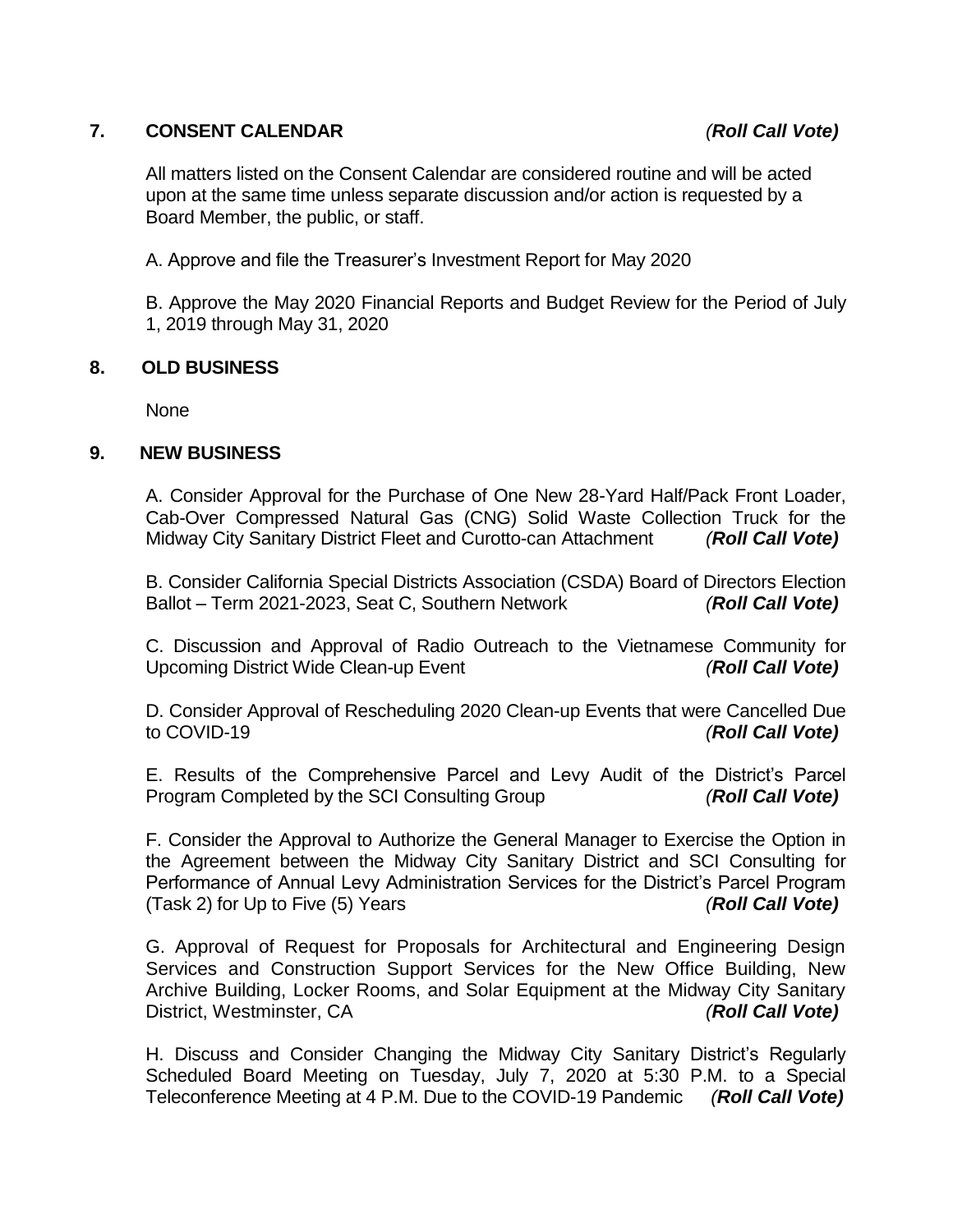## 7. CONSENT CALENDAR *(Roll Call Vote)*

All matters listed on the Consent Calendar are considered routine and will be acted upon at the same time unless separate discussion and/or action is requested by a Board Member, the public, or staff.

A. Approve and file the Treasurer's Investment Report for May 2020

B. Approve the May 2020 Financial Reports and Budget Review for the Period of July 1, 2019 through May 31, 2020

## 8. OLD BUSINESS

None

## 9. NEW BUSINESS

A. Consider Approval for the Purchase of One New 28-Yard Half/Pack Front Loader, Cab-Over Compressed Natural Gas (CNG) Solid Waste Collection Truck for the Midway City Sanitary District Fleet and Curotto-can Attachment ***(Roll Call Vote)***

B. Consider California Special Districts Association (CSDA) Board of Directors Election Ballot – Term 2021-2023, Seat C, Southern Network ***(Roll Call Vote)***

C. Discussion and Approval of Radio Outreach to the Vietnamese Community for Upcoming District Wide Clean-up Event ***(Roll Call Vote)***

D. Consider Approval of Rescheduling 2020 Clean-up Events that were Cancelled Due to COVID-19 ***(Roll Call Vote)***

E. Results of the Comprehensive Parcel and Levy Audit of the District's Parcel Program Completed by the SCI Consulting Group ***(Roll Call Vote)***

F. Consider the Approval to Authorize the General Manager to Exercise the Option in the Agreement between the Midway City Sanitary District and SCI Consulting for Performance of Annual Levy Administration Services for the District's Parcel Program (Task 2) for Up to Five (5) Years ***(Roll Call Vote)***

G. Approval of Request for Proposals for Architectural and Engineering Design Services and Construction Support Services for the New Office Building, New Archive Building, Locker Rooms, and Solar Equipment at the Midway City Sanitary District, Westminster, CA ***(Roll Call Vote)***

H. Discuss and Consider Changing the Midway City Sanitary District's Regularly Scheduled Board Meeting on Tuesday, July 7, 2020 at 5:30 P.M. to a Special Teleconference Meeting at 4 P.M. Due to the COVID-19 Pandemic ***(Roll Call Vote)***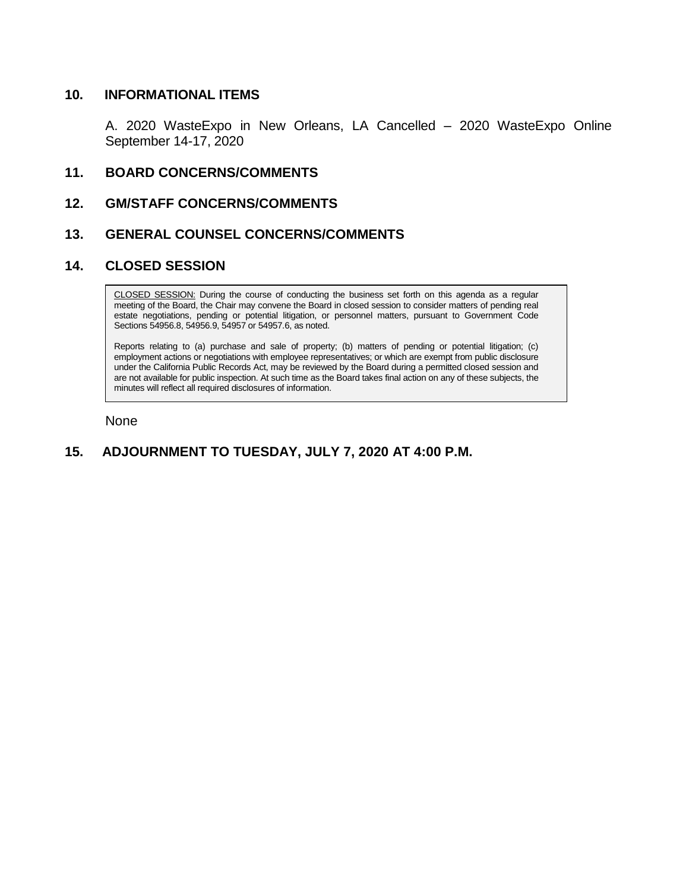## 10. INFORMATIONAL ITEMS

A. 2020 WasteExpo in New Orleans, LA Cancelled – 2020 WasteExpo Online September 14-17, 2020

## 11. BOARD CONCERNS/COMMENTS

## 12. GM/STAFF CONCERNS/COMMENTS

## 13. GENERAL COUNSEL CONCERNS/COMMENTS

## 14. CLOSED SESSION

> CLOSED SESSION: During the course of conducting the business set forth on this agenda as a regular meeting of the Board, the Chair may convene the Board in closed session to consider matters of pending real estate negotiations, pending or potential litigation, or personnel matters, pursuant to Government Code Sections 54956.8, 54956.9, 54957 or 54957.6, as noted.
>
> Reports relating to (a) purchase and sale of property; (b) matters of pending or potential litigation; (c) employment actions or negotiations with employee representatives; or which are exempt from public disclosure under the California Public Records Act, may be reviewed by the Board during a permitted closed session and are not available for public inspection. At such time as the Board takes final action on any of these subjects, the minutes will reflect all required disclosures of information.

None

## 15. ADJOURNMENT TO TUESDAY, JULY 7, 2020 AT 4:00 P.M.